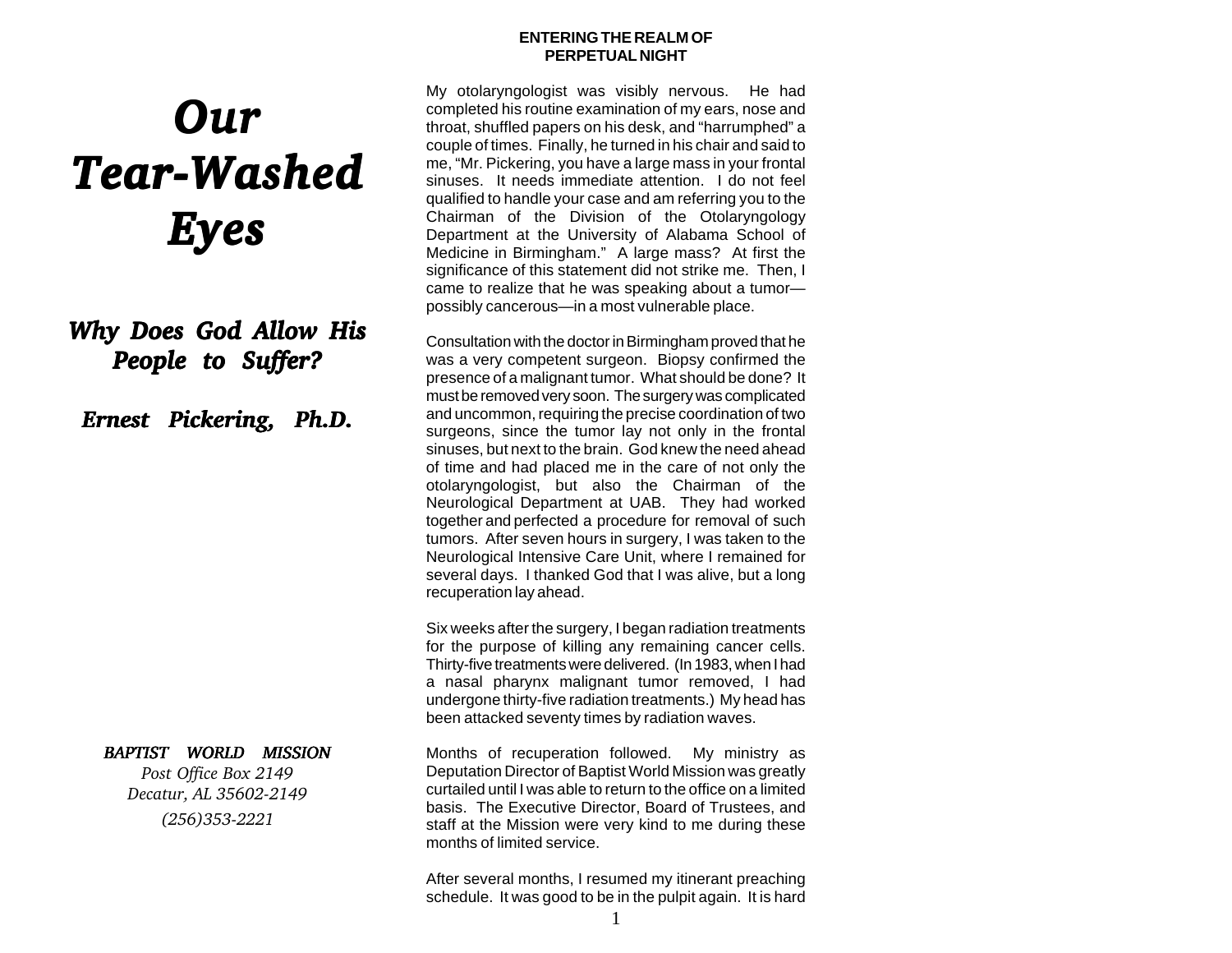# *Our Tear-Washed Eyes*

## *Why Does God Allow His People to Suffer?*

### *Ernest Pickering, Ph.D.*

***BAPTIST WORLD MISSION***

*Post Office Box 2149*
*Decatur, AL 35602-2149*
*(256)353-2221*

## ENTERING THE REALM OF PERPETUAL NIGHT

My otolaryngologist was visibly nervous. He had completed his routine examination of my ears, nose and throat, shuffled papers on his desk, and "harrumphed" a couple of times. Finally, he turned in his chair and said to me, "Mr. Pickering, you have a large mass in your frontal sinuses. It needs immediate attention. I do not feel qualified to handle your case and am referring you to the Chairman of the Division of the Otolaryngology Department at the University of Alabama School of Medicine in Birmingham." A large mass? At first the significance of this statement did not strike me. Then, I came to realize that he was speaking about a tumor—possibly cancerous—in a most vulnerable place.

Consultation with the doctor in Birmingham proved that he was a very competent surgeon. Biopsy confirmed the presence of a malignant tumor. What should be done? It must be removed very soon. The surgery was complicated and uncommon, requiring the precise coordination of two surgeons, since the tumor lay not only in the frontal sinuses, but next to the brain. God knew the need ahead of time and had placed me in the care of not only the otolaryngologist, but also the Chairman of the Neurological Department at UAB. They had worked together and perfected a procedure for removal of such tumors. After seven hours in surgery, I was taken to the Neurological Intensive Care Unit, where I remained for several days. I thanked God that I was alive, but a long recuperation lay ahead.

Six weeks after the surgery, I began radiation treatments for the purpose of killing any remaining cancer cells. Thirty-five treatments were delivered. (In 1983, when I had a nasal pharynx malignant tumor removed, I had undergone thirty-five radiation treatments.) My head has been attacked seventy times by radiation waves.

Months of recuperation followed. My ministry as Deputation Director of Baptist World Mission was greatly curtailed until I was able to return to the office on a limited basis. The Executive Director, Board of Trustees, and staff at the Mission were very kind to me during these months of limited service.

After several months, I resumed my itinerant preaching schedule. It was good to be in the pulpit again. It is hard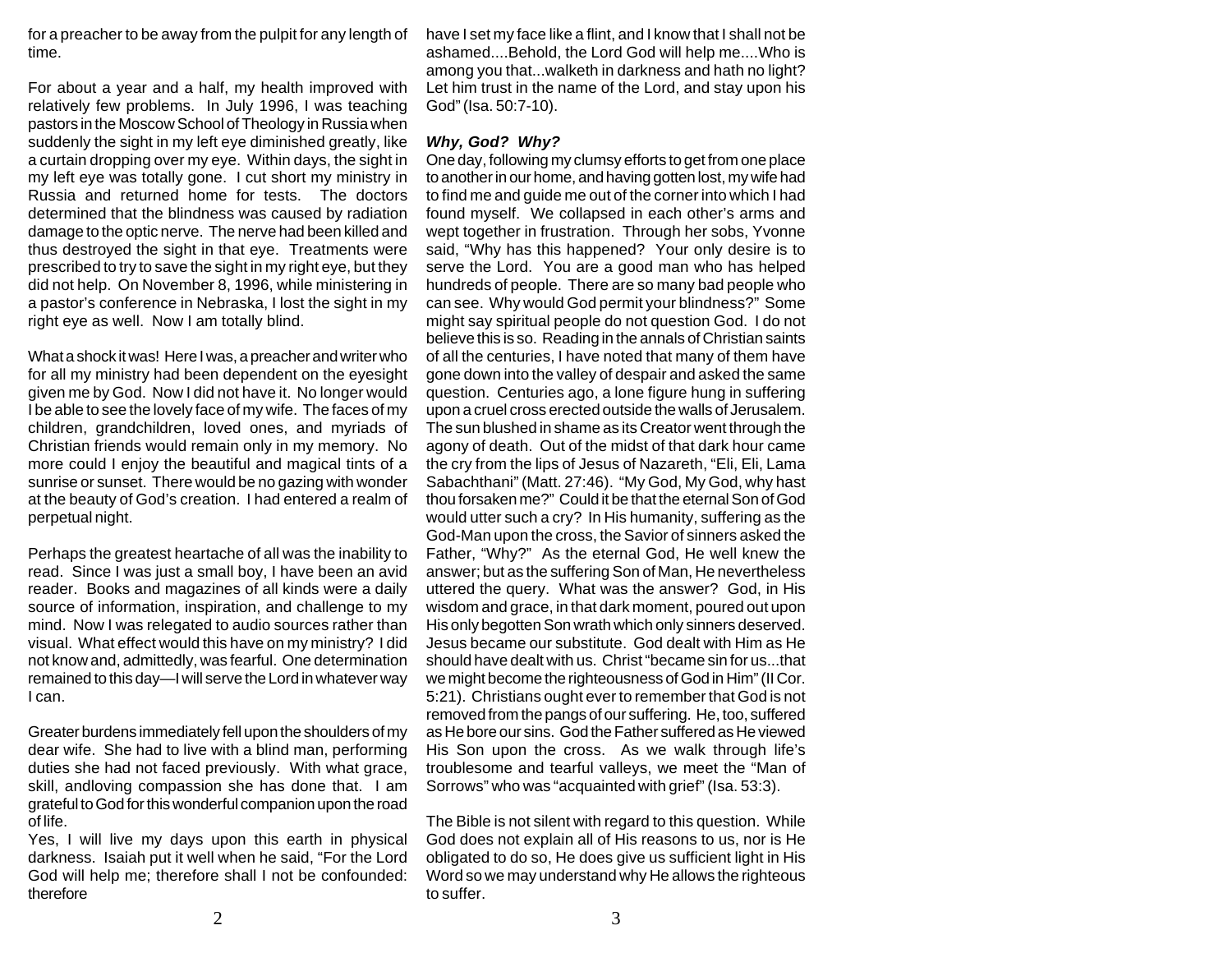for a preacher to be away from the pulpit for any length of time.

For about a year and a half, my health improved with relatively few problems. In July 1996, I was teaching pastors in the Moscow School of Theology in Russia when suddenly the sight in my left eye diminished greatly, like a curtain dropping over my eye. Within days, the sight in my left eye was totally gone. I cut short my ministry in Russia and returned home for tests. The doctors determined that the blindness was caused by radiation damage to the optic nerve. The nerve had been killed and thus destroyed the sight in that eye. Treatments were prescribed to try to save the sight in my right eye, but they did not help. On November 8, 1996, while ministering in a pastor's conference in Nebraska, I lost the sight in my right eye as well. Now I am totally blind.

What a shock it was! Here I was, a preacher and writer who for all my ministry had been dependent on the eyesight given me by God. Now I did not have it. No longer would I be able to see the lovely face of my wife. The faces of my children, grandchildren, loved ones, and myriads of Christian friends would remain only in my memory. No more could I enjoy the beautiful and magical tints of a sunrise or sunset. There would be no gazing with wonder at the beauty of God's creation. I had entered a realm of perpetual night.

Perhaps the greatest heartache of all was the inability to read. Since I was just a small boy, I have been an avid reader. Books and magazines of all kinds were a daily source of information, inspiration, and challenge to my mind. Now I was relegated to audio sources rather than visual. What effect would this have on my ministry? I did not know and, admittedly, was fearful. One determination remained to this day—I will serve the Lord in whatever way I can.

Greater burdens immediately fell upon the shoulders of my dear wife. She had to live with a blind man, performing duties she had not faced previously. With what grace, skill, andloving compassion she has done that. I am grateful to God for this wonderful companion upon the road of life.

Yes, I will live my days upon this earth in physical darkness. Isaiah put it well when he said, "For the Lord God will help me; therefore shall I not be confounded: therefore have I set my face like a flint, and I know that I shall not be ashamed....Behold, the Lord God will help me....Who is among you that...walketh in darkness and hath no light? Let him trust in the name of the Lord, and stay upon his God" (Isa. 50:7-10).

***Why, God? Why?***

One day, following my clumsy efforts to get from one place to another in our home, and having gotten lost, my wife had to find me and guide me out of the corner into which I had found myself. We collapsed in each other's arms and wept together in frustration. Through her sobs, Yvonne said, "Why has this happened? Your only desire is to serve the Lord. You are a good man who has helped hundreds of people. There are so many bad people who can see. Why would God permit your blindness?" Some might say spiritual people do not question God. I do not believe this is so. Reading in the annals of Christian saints of all the centuries, I have noted that many of them have gone down into the valley of despair and asked the same question. Centuries ago, a lone figure hung in suffering upon a cruel cross erected outside the walls of Jerusalem. The sun blushed in shame as its Creator went through the agony of death. Out of the midst of that dark hour came the cry from the lips of Jesus of Nazareth, "Eli, Eli, Lama Sabachthani" (Matt. 27:46). "My God, My God, why hast thou forsaken me?" Could it be that the eternal Son of God would utter such a cry? In His humanity, suffering as the God-Man upon the cross, the Savior of sinners asked the Father, "Why?" As the eternal God, He well knew the answer; but as the suffering Son of Man, He nevertheless uttered the query. What was the answer? God, in His wisdom and grace, in that dark moment, poured out upon His only begotten Son wrath which only sinners deserved. Jesus became our substitute. God dealt with Him as He should have dealt with us. Christ "became sin for us...that we might become the righteousness of God in Him" (II Cor. 5:21). Christians ought ever to remember that God is not removed from the pangs of our suffering. He, too, suffered as He bore our sins. God the Father suffered as He viewed His Son upon the cross. As we walk through life's troublesome and tearful valleys, we meet the "Man of Sorrows" who was "acquainted with grief" (Isa. 53:3).

The Bible is not silent with regard to this question. While God does not explain all of His reasons to us, nor is He obligated to do so, He does give us sufficient light in His Word so we may understand why He allows the righteous to suffer.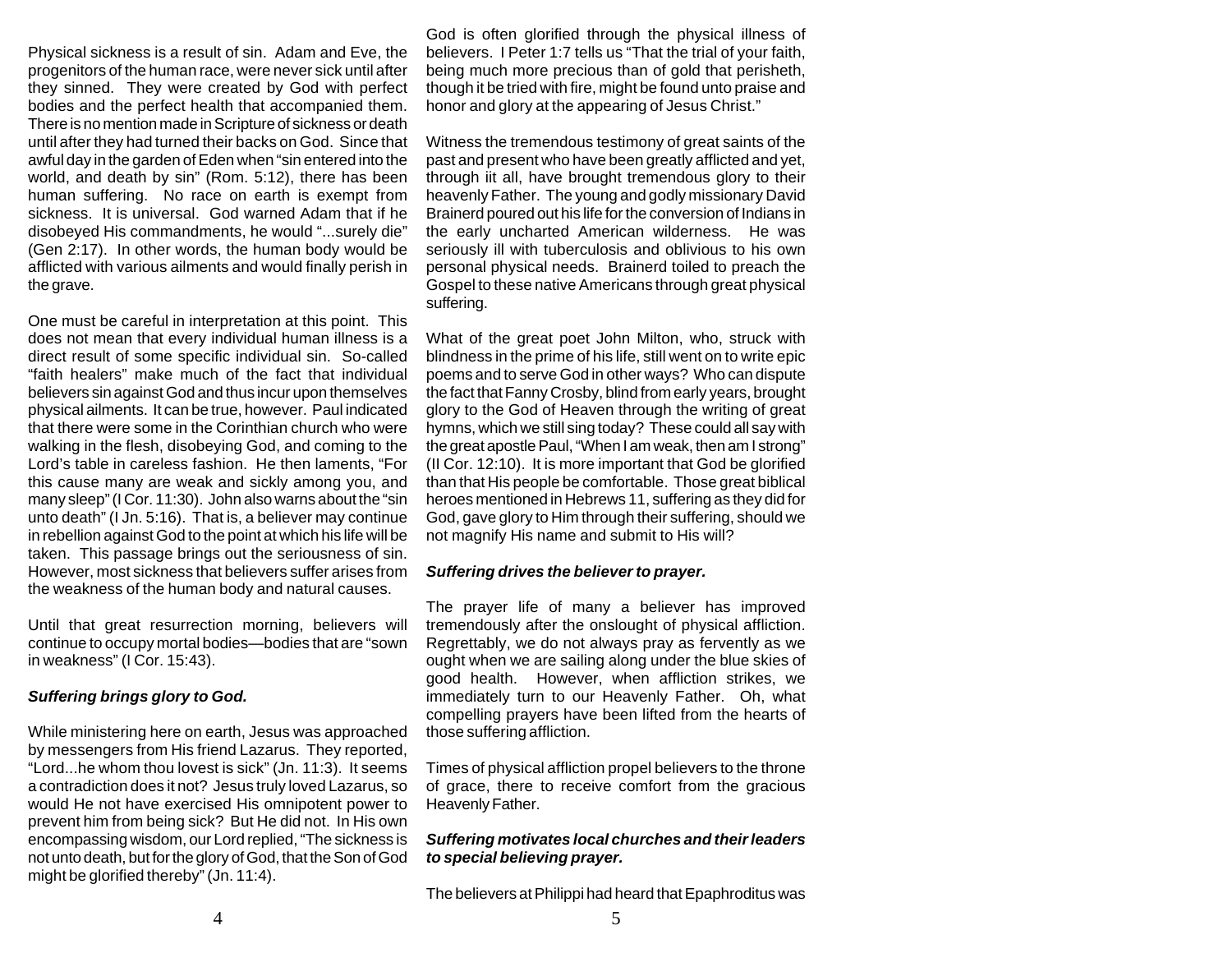Physical sickness is a result of sin. Adam and Eve, the progenitors of the human race, were never sick until after they sinned. They were created by God with perfect bodies and the perfect health that accompanied them. There is no mention made in Scripture of sickness or death until after they had turned their backs on God. Since that awful day in the garden of Eden when "sin entered into the world, and death by sin" (Rom. 5:12), there has been human suffering. No race on earth is exempt from sickness. It is universal. God warned Adam that if he disobeyed His commandments, he would "...surely die" (Gen 2:17). In other words, the human body would be afflicted with various ailments and would finally perish in the grave.

One must be careful in interpretation at this point. This does not mean that every individual human illness is a direct result of some specific individual sin. So-called "faith healers" make much of the fact that individual believers sin against God and thus incur upon themselves physical ailments. It can be true, however. Paul indicated that there were some in the Corinthian church who were walking in the flesh, disobeying God, and coming to the Lord's table in careless fashion. He then laments, "For this cause many are weak and sickly among you, and many sleep" (I Cor. 11:30). John also warns about the "sin unto death" (I Jn. 5:16). That is, a believer may continue in rebellion against God to the point at which his life will be taken. This passage brings out the seriousness of sin. However, most sickness that believers suffer arises from the weakness of the human body and natural causes.

Until that great resurrection morning, believers will continue to occupy mortal bodies—bodies that are "sown in weakness" (I Cor. 15:43).

***Suffering brings glory to God.***

While ministering here on earth, Jesus was approached by messengers from His friend Lazarus. They reported, "Lord...he whom thou lovest is sick" (Jn. 11:3). It seems a contradiction does it not? Jesus truly loved Lazarus, so would He not have exercised His omnipotent power to prevent him from being sick? But He did not. In His own encompassing wisdom, our Lord replied, "The sickness is not unto death, but for the glory of God, that the Son of God might be glorified thereby" (Jn. 11:4).

God is often glorified through the physical illness of believers. I Peter 1:7 tells us "That the trial of your faith, being much more precious than of gold that perisheth, though it be tried with fire, might be found unto praise and honor and glory at the appearing of Jesus Christ."

Witness the tremendous testimony of great saints of the past and present who have been greatly afflicted and yet, through iit all, have brought tremendous glory to their heavenly Father. The young and godly missionary David Brainerd poured out his life for the conversion of Indians in the early uncharted American wilderness. He was seriously ill with tuberculosis and oblivious to his own personal physical needs. Brainerd toiled to preach the Gospel to these native Americans through great physical suffering.

What of the great poet John Milton, who, struck with blindness in the prime of his life, still went on to write epic poems and to serve God in other ways? Who can dispute the fact that Fanny Crosby, blind from early years, brought glory to the God of Heaven through the writing of great hymns, which we still sing today? These could all say with the great apostle Paul, "When I am weak, then am I strong" (II Cor. 12:10). It is more important that God be glorified than that His people be comfortable. Those great biblical heroes mentioned in Hebrews 11, suffering as they did for God, gave glory to Him through their suffering, should we not magnify His name and submit to His will?

***Suffering drives the believer to prayer.***

The prayer life of many a believer has improved tremendously after the onslought of physical affliction. Regrettably, we do not always pray as fervently as we ought when we are sailing along under the blue skies of good health. However, when affliction strikes, we immediately turn to our Heavenly Father. Oh, what compelling prayers have been lifted from the hearts of those suffering affliction.

Times of physical affliction propel believers to the throne of grace, there to receive comfort from the gracious Heavenly Father.

***Suffering motivates local churches and their leaders to special believing prayer.***

The believers at Philippi had heard that Epaphroditus was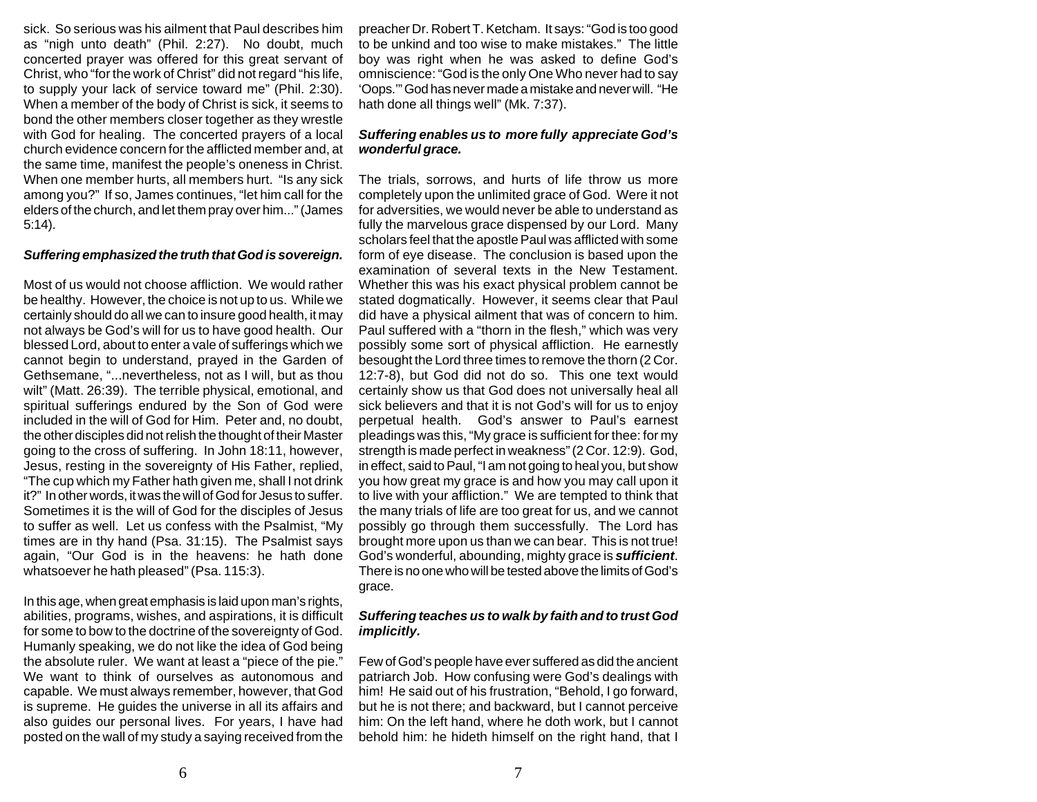sick. So serious was his ailment that Paul describes him as "nigh unto death" (Phil. 2:27). No doubt, much concerted prayer was offered for this great servant of Christ, who "for the work of Christ" did not regard "his life, to supply your lack of service toward me" (Phil. 2:30). When a member of the body of Christ is sick, it seems to bond the other members closer together as they wrestle with God for healing. The concerted prayers of a local church evidence concern for the afflicted member and, at the same time, manifest the people's oneness in Christ. When one member hurts, all members hurt. "Is any sick among you?" If so, James continues, "let him call for the elders of the church, and let them pray over him..." (James 5:14).

***Suffering emphasized the truth that God is sovereign.***

Most of us would not choose affliction. We would rather be healthy. However, the choice is not up to us. While we certainly should do all we can to insure good health, it may not always be God's will for us to have good health. Our blessed Lord, about to enter a vale of sufferings which we cannot begin to understand, prayed in the Garden of Gethsemane, "...nevertheless, not as I will, but as thou wilt" (Matt. 26:39). The terrible physical, emotional, and spiritual sufferings endured by the Son of God were included in the will of God for Him. Peter and, no doubt, the other disciples did not relish the thought of their Master going to the cross of suffering. In John 18:11, however, Jesus, resting in the sovereignty of His Father, replied, "The cup which my Father hath given me, shall I not drink it?" In other words, it was the will of God for Jesus to suffer. Sometimes it is the will of God for the disciples of Jesus to suffer as well. Let us confess with the Psalmist, "My times are in thy hand (Psa. 31:15). The Psalmist says again, "Our God is in the heavens: he hath done whatsoever he hath pleased" (Psa. 115:3).

In this age, when great emphasis is laid upon man's rights, abilities, programs, wishes, and aspirations, it is difficult for some to bow to the doctrine of the sovereignty of God. Humanly speaking, we do not like the idea of God being the absolute ruler. We want at least a "piece of the pie." We want to think of ourselves as autonomous and capable. We must always remember, however, that God is supreme. He guides the universe in all its affairs and also guides our personal lives. For years, I have had posted on the wall of my study a saying received from the preacher Dr. Robert T. Ketcham. It says: "God is too good to be unkind and too wise to make mistakes." The little boy was right when he was asked to define God's omniscience: "God is the only One Who never had to say 'Oops.'" God has never made a mistake and never will. "He hath done all things well" (Mk. 7:37).

***Suffering enables us to more fully appreciate God's wonderful grace.***

The trials, sorrows, and hurts of life throw us more completely upon the unlimited grace of God. Were it not for adversities, we would never be able to understand as fully the marvelous grace dispensed by our Lord. Many scholars feel that the apostle Paul was afflicted with some form of eye disease. The conclusion is based upon the examination of several texts in the New Testament. Whether this was his exact physical problem cannot be stated dogmatically. However, it seems clear that Paul did have a physical ailment that was of concern to him. Paul suffered with a "thorn in the flesh," which was very possibly some sort of physical affliction. He earnestly besought the Lord three times to remove the thorn (2 Cor. 12:7-8), but God did not do so. This one text would certainly show us that God does not universally heal all sick believers and that it is not God's will for us to enjoy perpetual health. God's answer to Paul's earnest pleadings was this, "My grace is sufficient for thee: for my strength is made perfect in weakness" (2 Cor. 12:9). God, in effect, said to Paul, "I am not going to heal you, but show you how great my grace is and how you may call upon it to live with your affliction." We are tempted to think that the many trials of life are too great for us, and we cannot possibly go through them successfully. The Lord has brought more upon us than we can bear. This is not true! God's wonderful, abounding, mighty grace is ***sufficient***. There is no one who will be tested above the limits of God's grace.

***Suffering teaches us to walk by faith and to trust God implicitly.***

Few of God's people have ever suffered as did the ancient patriarch Job. How confusing were God's dealings with him! He said out of his frustration, "Behold, I go forward, but he is not there; and backward, but I cannot perceive him: On the left hand, where he doth work, but I cannot behold him: he hideth himself on the right hand, that I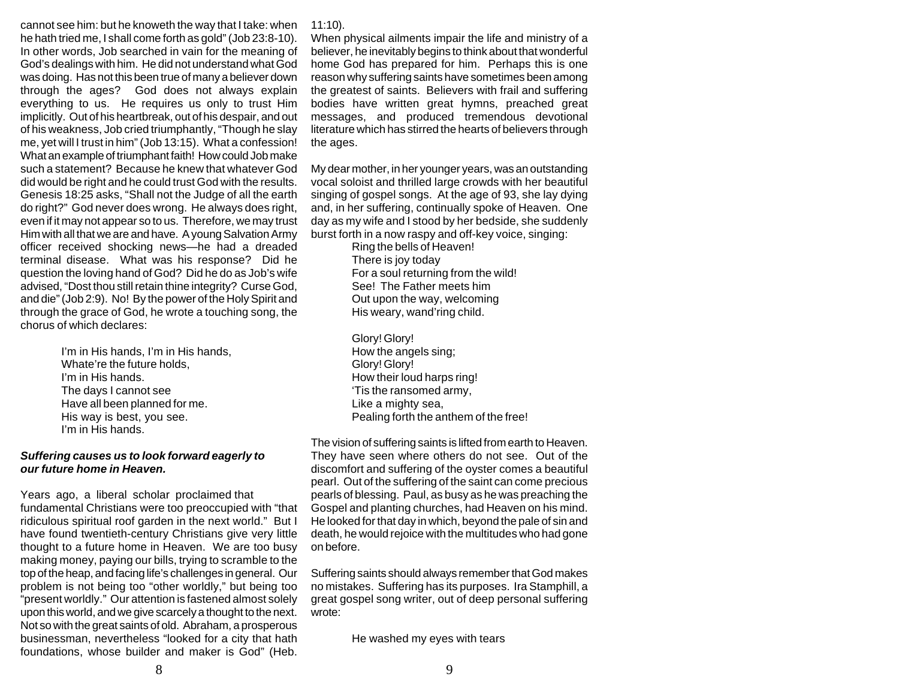cannot see him: but he knoweth the way that I take: when he hath tried me, I shall come forth as gold" (Job 23:8-10). In other words, Job searched in vain for the meaning of God's dealings with him. He did not understand what God was doing. Has not this been true of many a believer down through the ages? God does not always explain everything to us. He requires us only to trust Him implicitly. Out of his heartbreak, out of his despair, and out of his weakness, Job cried triumphantly, "Though he slay me, yet will I trust in him" (Job 13:15). What a confession! What an example of triumphant faith! How could Job make such a statement? Because he knew that whatever God did would be right and he could trust God with the results. Genesis 18:25 asks, "Shall not the Judge of all the earth do right?" God never does wrong. He always does right, even if it may not appear so to us. Therefore, we may trust Him with all that we are and have. A young Salvation Army officer received shocking news—he had a dreaded terminal disease. What was his response? Did he question the loving hand of God? Did he do as Job's wife advised, "Dost thou still retain thine integrity? Curse God, and die" (Job 2:9). No! By the power of the Holy Spirit and through the grace of God, he wrote a touching song, the chorus of which declares:

> I'm in His hands, I'm in His hands,
> Whate're the future holds,
> I'm in His hands.
> The days I cannot see
> Have all been planned for me.
> His way is best, you see.
> I'm in His hands.

***Suffering causes us to look forward eagerly to our future home in Heaven.***

Years ago, a liberal scholar proclaimed that fundamental Christians were too preoccupied with "that ridiculous spiritual roof garden in the next world." But I have found twentieth-century Christians give very little thought to a future home in Heaven. We are too busy making money, paying our bills, trying to scramble to the top of the heap, and facing life's challenges in general. Our problem is not being too "other worldly," but being too "present worldly." Our attention is fastened almost solely upon this world, and we give scarcely a thought to the next. Not so with the great saints of old. Abraham, a prosperous businessman, nevertheless "looked for a city that hath foundations, whose builder and maker is God" (Heb. 11:10).

When physical ailments impair the life and ministry of a believer, he inevitably begins to think about that wonderful home God has prepared for him. Perhaps this is one reason why suffering saints have sometimes been among the greatest of saints. Believers with frail and suffering bodies have written great hymns, preached great messages, and produced tremendous devotional literature which has stirred the hearts of believers through the ages.

My dear mother, in her younger years, was an outstanding vocal soloist and thrilled large crowds with her beautiful singing of gospel songs. At the age of 93, she lay dying and, in her suffering, continually spoke of Heaven. One day as my wife and I stood by her bedside, she suddenly burst forth in a now raspy and off-key voice, singing:

> Ring the bells of Heaven!
> There is joy today
> For a soul returning from the wild!
> See! The Father meets him
> Out upon the way, welcoming
> His weary, wand'ring child.
>
> Glory! Glory!
> How the angels sing;
> Glory! Glory!
> How their loud harps ring!
> 'Tis the ransomed army,
> Like a mighty sea,
> Pealing forth the anthem of the free!

The vision of suffering saints is lifted from earth to Heaven. They have seen where others do not see. Out of the discomfort and suffering of the oyster comes a beautiful pearl. Out of the suffering of the saint can come precious pearls of blessing. Paul, as busy as he was preaching the Gospel and planting churches, had Heaven on his mind. He looked for that day in which, beyond the pale of sin and death, he would rejoice with the multitudes who had gone on before.

Suffering saints should always remember that God makes no mistakes. Suffering has its purposes. Ira Stamphill, a great gospel song writer, out of deep personal suffering wrote:

> He washed my eyes with tears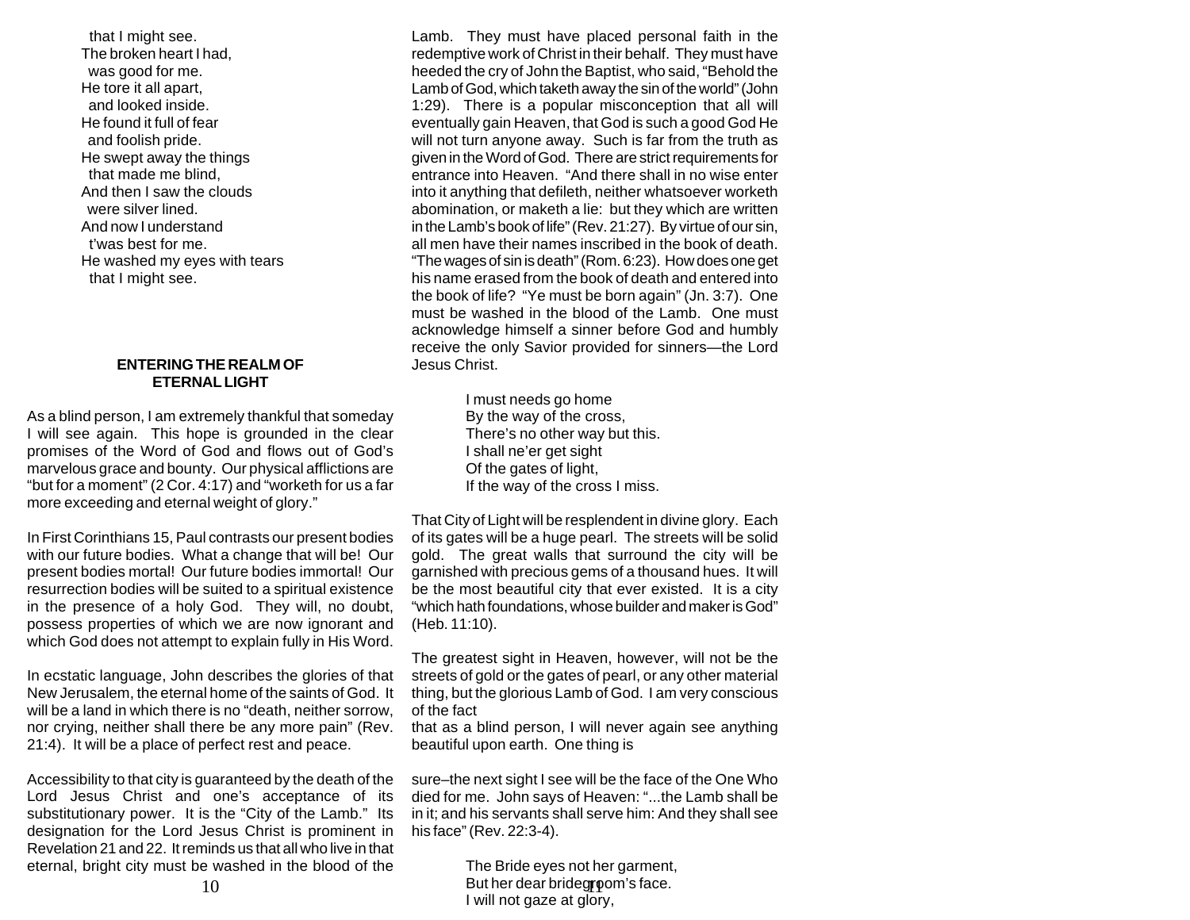that I might see.  
The broken heart I had,  
was good for me.  
He tore it all apart,  
and looked inside.  
He found it full of fear  
and foolish pride.  
He swept away the things  
that made me blind,  
And then I saw the clouds  
were silver lined.  
And now I understand  
t'was best for me.  
He washed my eyes with tears  
that I might see.

## ENTERING THE REALM OF ETERNAL LIGHT

As a blind person, I am extremely thankful that someday I will see again. This hope is grounded in the clear promises of the Word of God and flows out of God's marvelous grace and bounty. Our physical afflictions are "but for a moment" (2 Cor. 4:17) and "worketh for us a far more exceeding and eternal weight of glory."

In First Corinthians 15, Paul contrasts our present bodies with our future bodies. What a change that will be! Our present bodies mortal! Our future bodies immortal! Our resurrection bodies will be suited to a spiritual existence in the presence of a holy God. They will, no doubt, possess properties of which we are now ignorant and which God does not attempt to explain fully in His Word.

In ecstatic language, John describes the glories of that New Jerusalem, the eternal home of the saints of God. It will be a land in which there is no "death, neither sorrow, nor crying, neither shall there be any more pain" (Rev. 21:4). It will be a place of perfect rest and peace.

Accessibility to that city is guaranteed by the death of the Lord Jesus Christ and one's acceptance of its substitutionary power. It is the "City of the Lamb." Its designation for the Lord Jesus Christ is prominent in Revelation 21 and 22. It reminds us that all who live in that eternal, bright city must be washed in the blood of the Lamb. They must have placed personal faith in the redemptive work of Christ in their behalf. They must have heeded the cry of John the Baptist, who said, "Behold the Lamb of God, which taketh away the sin of the world" (John 1:29). There is a popular misconception that all will eventually gain Heaven, that God is such a good God He will not turn anyone away. Such is far from the truth as given in the Word of God. There are strict requirements for entrance into Heaven. "And there shall in no wise enter into it anything that defileth, neither whatsoever worketh abomination, or maketh a lie: but they which are written in the Lamb's book of life" (Rev. 21:27). By virtue of our sin, all men have their names inscribed in the book of death. "The wages of sin is death" (Rom. 6:23). How does one get his name erased from the book of death and entered into the book of life? "Ye must be born again" (Jn. 3:7). One must be washed in the blood of the Lamb. One must acknowledge himself a sinner before God and humbly receive the only Savior provided for sinners—the Lord Jesus Christ.

I must needs go home  
By the way of the cross,  
There's no other way but this.  
I shall ne'er get sight  
Of the gates of light,  
If the way of the cross I miss.

That City of Light will be resplendent in divine glory. Each of its gates will be a huge pearl. The streets will be solid gold. The great walls that surround the city will be garnished with precious gems of a thousand hues. It will be the most beautiful city that ever existed. It is a city "which hath foundations, whose builder and maker is God" (Heb. 11:10).

The greatest sight in Heaven, however, will not be the streets of gold or the gates of pearl, or any other material thing, but the glorious Lamb of God. I am very conscious of the fact that as a blind person, I will never again see anything beautiful upon earth. One thing is sure–the next sight I see will be the face of the One Who died for me. John says of Heaven: "...the Lamb shall be in it; and his servants shall serve him: And they shall see his face" (Rev. 22:3-4).

The Bride eyes not her garment,  
But her dear bridegroom's face.  
I will not gaze at glory,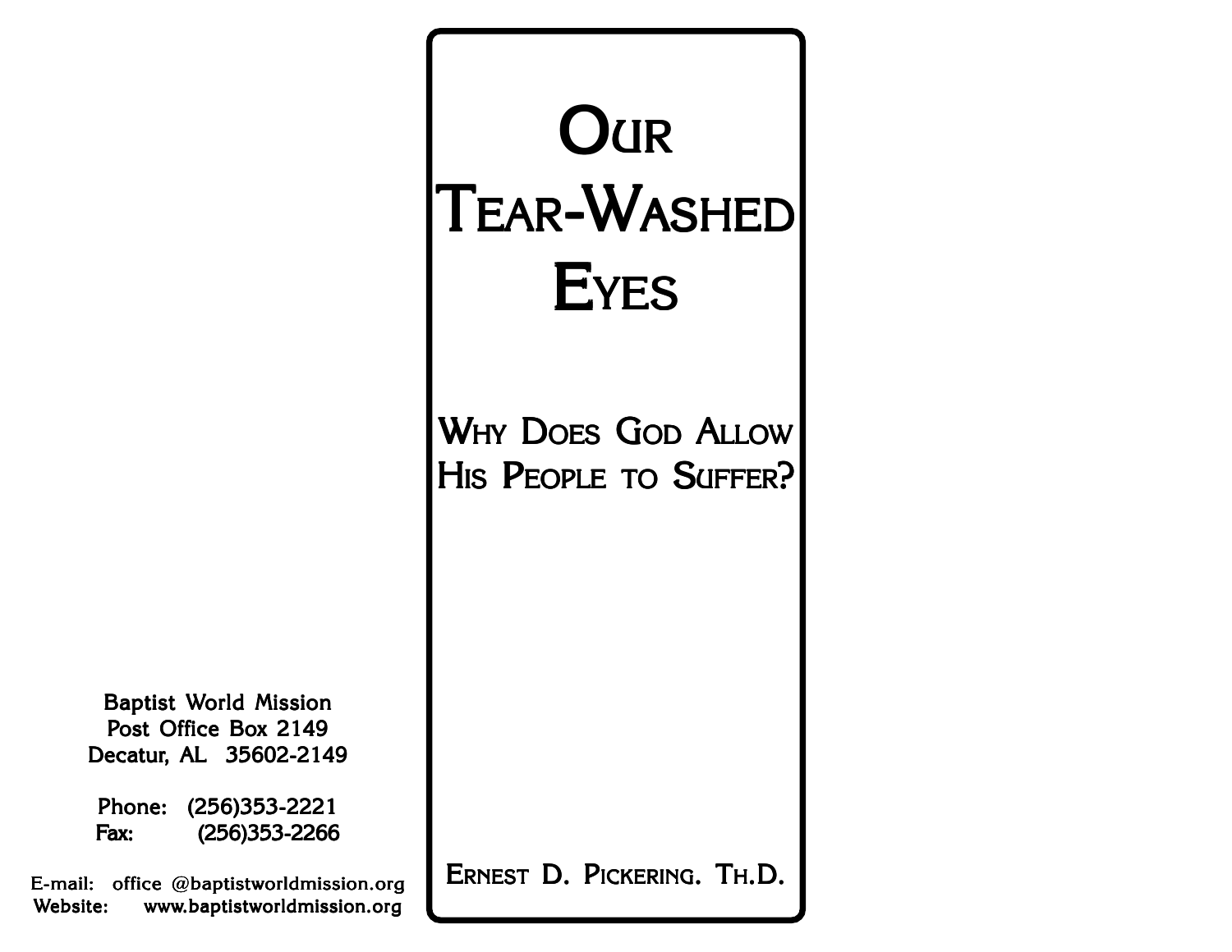Baptist World Mission
Post Office Box 2149
Decatur, AL 35602-2149

Phone: (256)353-2221
Fax: (256)353-2266

E-mail: office @baptistworldmission.org
Website: www.baptistworldmission.org

# Our Tear-Washed Eyes

## Why Does God Allow His People to Suffer?

Ernest D. Pickering. Th.D.